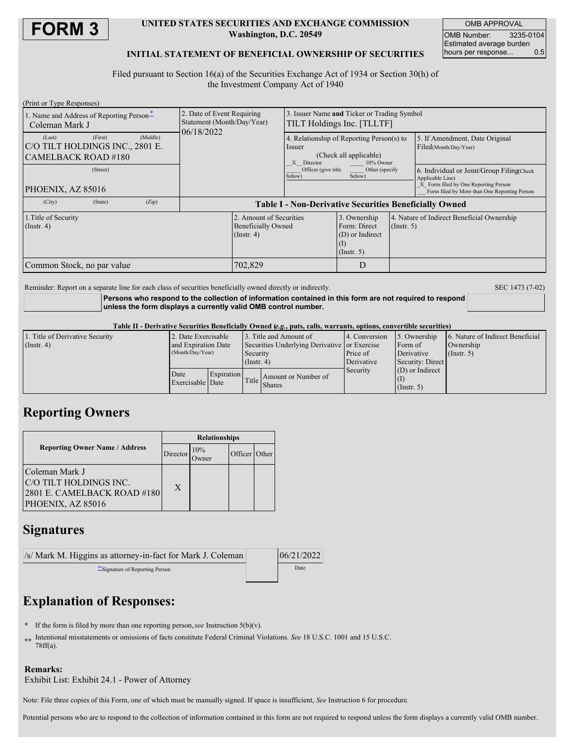# FORM 3

**UNITED STATES SECURITIES AND EXCHANGE COMMISSION**
**Washington, D.C. 20549**

**INITIAL STATEMENT OF BENEFICIAL OWNERSHIP OF SECURITIES**

| OMB APPROVAL | |
|---|---|
| OMB Number: | 3235-0104 |
| Estimated average burden hours per response... | 0.5 |

Filed pursuant to Section 16(a) of the Securities Exchange Act of 1934 or Section 30(h) of the Investment Company Act of 1940

(Print or Type Responses)

| 1. Name and Address of Reporting Person* | 2. Date of Event Requiring Statement (Month/Day/Year) | 3. Issuer Name and Ticker or Trading Symbol |
|---|---|---|
| Coleman Mark J | 06/18/2022 | TILT Holdings Inc. [TLLTF] |
| (Last) (First) (Middle) C/O TILT HOLDINGS INC., 2801 E. CAMELBACK ROAD #180 | | 4. Relationship of Reporting Person(s) to Issuer (Check all applicable) _X_ Director ___ 10% Owner ___ Officer (give title below) ___ Other (specify below) |
| (Street) PHOENIX, AZ 85016 | | 5. If Amendment, Date Original Filed(Month/Day/Year) |
| (City) (State) (Zip) | | 6. Individual or Joint/Group Filing(Check Applicable Line) _X_ Form filed by One Reporting Person ___ Form filed by More than One Reporting Person |

**Table I - Non-Derivative Securities Beneficially Owned**

| 1.Title of Security (Instr. 4) | 2. Amount of Securities Beneficially Owned (Instr. 4) | 3. Ownership Form: Direct (D) or Indirect (I) (Instr. 5) | 4. Nature of Indirect Beneficial Ownership (Instr. 5) |
|---|---|---|---|
| Common Stock, no par value | 702,829 | D | |

Reminder: Report on a separate line for each class of securities beneficially owned directly or indirectly.

SEC 1473 (7-02)

**Persons who respond to the collection of information contained in this form are not required to respond unless the form displays a currently valid OMB control number.**

**Table II - Derivative Securities Beneficially Owned (*e.g.*, puts, calls, warrants, options, convertible securities)**

| 1. Title of Derivative Security (Instr. 4) | 2. Date Exercisable and Expiration Date (Month/Day/Year) | | 3. Title and Amount of Securities Underlying Derivative Security (Instr. 4) | | 4. Conversion or Exercise Price of Derivative Security | 5. Ownership Form of Derivative Security: Direct (D) or Indirect (I) (Instr. 5) | 6. Nature of Indirect Beneficial Ownership (Instr. 5) |
|---|---|---|---|---|---|---|---|
| | Date Exercisable | Expiration Date | Title | Amount or Number of Shares | | | |

## Reporting Owners

| Reporting Owner Name / Address | Relationships | | | |
|---|---|---|---|---|
| | Director | 10% Owner | Officer | Other |
| Coleman Mark J C/O TILT HOLDINGS INC. 2801 E. CAMELBACK ROAD #180 PHOENIX, AZ 85016 | X | | | |

## Signatures

| /s/ Mark M. Higgins as attorney-in-fact for Mark J. Coleman | 06/21/2022 |
|---|---|
| **Signature of Reporting Person | Date |

## Explanation of Responses:

\* If the form is filed by more than one reporting person, *see* Instruction 5(b)(v).

\*\* Intentional misstatements or omissions of facts constitute Federal Criminal Violations. *See* 18 U.S.C. 1001 and 15 U.S.C. 78ff(a).

**Remarks:**
Exhibit List: Exhibit 24.1 - Power of Attorney

Note: File three copies of this Form, one of which must be manually signed. If space is insufficient, *See* Instruction 6 for procedure.

Potential persons who are to respond to the collection of information contained in this form are not required to respond unless the form displays a currently valid OMB number.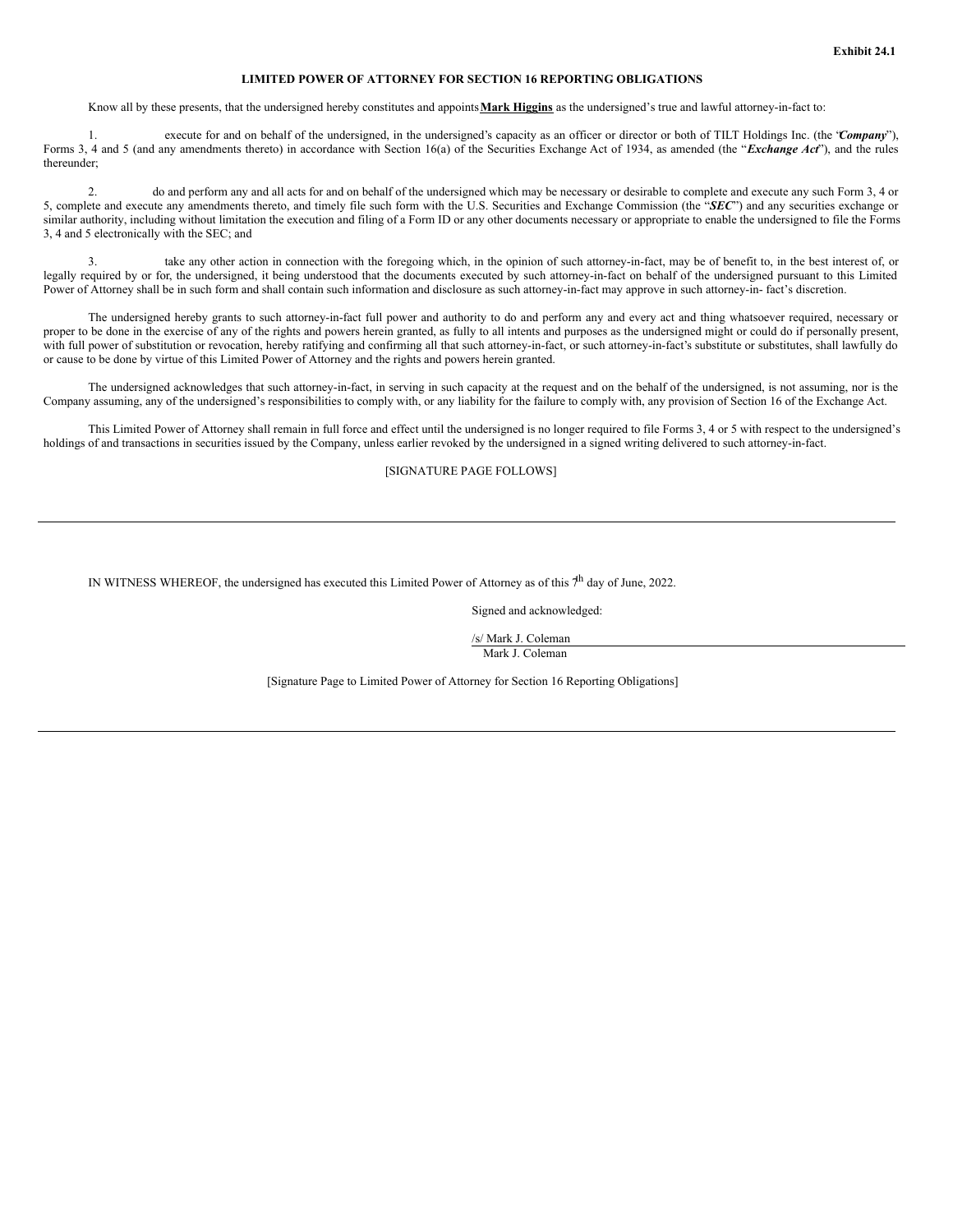**Exhibit 24.1**

**LIMITED POWER OF ATTORNEY FOR SECTION 16 REPORTING OBLIGATIONS**

Know all by these presents, that the undersigned hereby constitutes and appoints **Mark Higgins** as the undersigned's true and lawful attorney-in-fact to:

1. execute for and on behalf of the undersigned, in the undersigned's capacity as an officer or director or both of TILT Holdings Inc. (the "***Company***"), Forms 3, 4 and 5 (and any amendments thereto) in accordance with Section 16(a) of the Securities Exchange Act of 1934, as amended (the "***Exchange Act***"), and the rules thereunder;

2. do and perform any and all acts for and on behalf of the undersigned which may be necessary or desirable to complete and execute any such Form 3, 4 or 5, complete and execute any amendments thereto, and timely file such form with the U.S. Securities and Exchange Commission (the "***SEC***") and any securities exchange or similar authority, including without limitation the execution and filing of a Form ID or any other documents necessary or appropriate to enable the undersigned to file the Forms 3, 4 and 5 electronically with the SEC; and

3. take any other action in connection with the foregoing which, in the opinion of such attorney-in-fact, may be of benefit to, in the best interest of, or legally required by or for, the undersigned, it being understood that the documents executed by such attorney-in-fact on behalf of the undersigned pursuant to this Limited Power of Attorney shall be in such form and shall contain such information and disclosure as such attorney-in-fact may approve in such attorney-in- fact's discretion.

The undersigned hereby grants to such attorney-in-fact full power and authority to do and perform any and every act and thing whatsoever required, necessary or proper to be done in the exercise of any of the rights and powers herein granted, as fully to all intents and purposes as the undersigned might or could do if personally present, with full power of substitution or revocation, hereby ratifying and confirming all that such attorney-in-fact, or such attorney-in-fact's substitute or substitutes, shall lawfully do or cause to be done by virtue of this Limited Power of Attorney and the rights and powers herein granted.

The undersigned acknowledges that such attorney-in-fact, in serving in such capacity at the request and on the behalf of the undersigned, is not assuming, nor is the Company assuming, any of the undersigned's responsibilities to comply with, or any liability for the failure to comply with, any provision of Section 16 of the Exchange Act.

This Limited Power of Attorney shall remain in full force and effect until the undersigned is no longer required to file Forms 3, 4 or 5 with respect to the undersigned's holdings of and transactions in securities issued by the Company, unless earlier revoked by the undersigned in a signed writing delivered to such attorney-in-fact.

[SIGNATURE PAGE FOLLOWS]

---

IN WITNESS WHEREOF, the undersigned has executed this Limited Power of Attorney as of this 7th day of June, 2022.

Signed and acknowledged:

/s/ Mark J. Coleman
Mark J. Coleman

[Signature Page to Limited Power of Attorney for Section 16 Reporting Obligations]